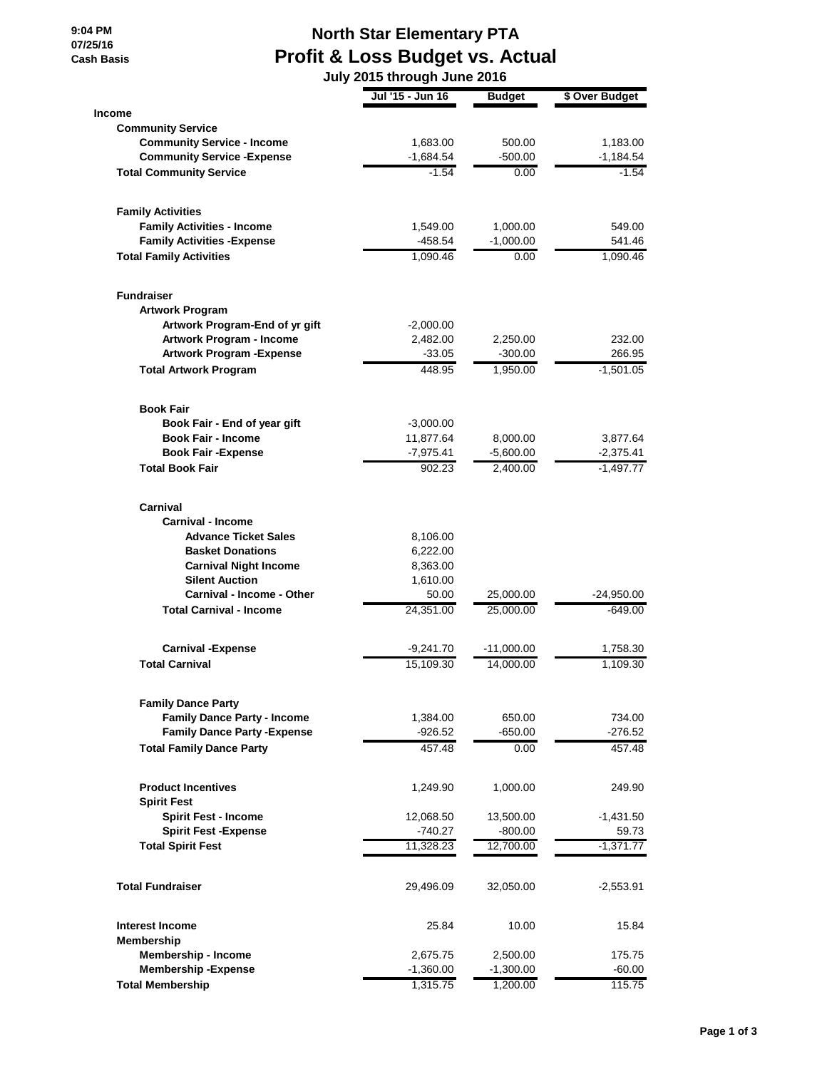9:04 PM
07/25/16
Cash Basis

# North Star Elementary PTA
## Profit & Loss Budget vs. Actual
### July 2015 through June 2016

| | Jul '15 - Jun 16 | Budget | $ Over Budget |
|---|---|---|---|
| **Income** | | | |
| **Community Service** | | | |
| **Community Service - Income** | 1,683.00 | 500.00 | 1,183.00 |
| **Community Service -Expense** | -1,684.54 | -500.00 | -1,184.54 |
| **Total Community Service** | -1.54 | 0.00 | -1.54 |
| **Family Activities** | | | |
| **Family Activities - Income** | 1,549.00 | 1,000.00 | 549.00 |
| **Family Activities -Expense** | -458.54 | -1,000.00 | 541.46 |
| **Total Family Activities** | 1,090.46 | 0.00 | 1,090.46 |
| **Fundraiser** | | | |
| **Artwork Program** | | | |
| **Artwork Program-End of yr gift** | -2,000.00 | | |
| **Artwork Program - Income** | 2,482.00 | 2,250.00 | 232.00 |
| **Artwork Program -Expense** | -33.05 | -300.00 | 266.95 |
| **Total Artwork Program** | 448.95 | 1,950.00 | -1,501.05 |
| **Book Fair** | | | |
| **Book Fair - End of year gift** | -3,000.00 | | |
| **Book Fair - Income** | 11,877.64 | 8,000.00 | 3,877.64 |
| **Book Fair -Expense** | -7,975.41 | -5,600.00 | -2,375.41 |
| **Total Book Fair** | 902.23 | 2,400.00 | -1,497.77 |
| **Carnival** | | | |
| **Carnival - Income** | | | |
| **Advance Ticket Sales** | 8,106.00 | | |
| **Basket Donations** | 6,222.00 | | |
| **Carnival Night Income** | 8,363.00 | | |
| **Silent Auction** | 1,610.00 | | |
| **Carnival - Income - Other** | 50.00 | 25,000.00 | -24,950.00 |
| **Total Carnival - Income** | 24,351.00 | 25,000.00 | -649.00 |
| **Carnival -Expense** | -9,241.70 | -11,000.00 | 1,758.30 |
| **Total Carnival** | 15,109.30 | 14,000.00 | 1,109.30 |
| **Family Dance Party** | | | |
| **Family Dance Party - Income** | 1,384.00 | 650.00 | 734.00 |
| **Family Dance Party -Expense** | -926.52 | -650.00 | -276.52 |
| **Total Family Dance Party** | 457.48 | 0.00 | 457.48 |
| **Product Incentives** | 1,249.90 | 1,000.00 | 249.90 |
| **Spirit Fest** | | | |
| **Spirit Fest - Income** | 12,068.50 | 13,500.00 | -1,431.50 |
| **Spirit Fest -Expense** | -740.27 | -800.00 | 59.73 |
| **Total Spirit Fest** | 11,328.23 | 12,700.00 | -1,371.77 |
| **Total Fundraiser** | 29,496.09 | 32,050.00 | -2,553.91 |
| **Interest Income** | 25.84 | 10.00 | 15.84 |
| **Membership** | | | |
| **Membership - Income** | 2,675.75 | 2,500.00 | 175.75 |
| **Membership -Expense** | -1,360.00 | -1,300.00 | -60.00 |
| **Total Membership** | 1,315.75 | 1,200.00 | 115.75 |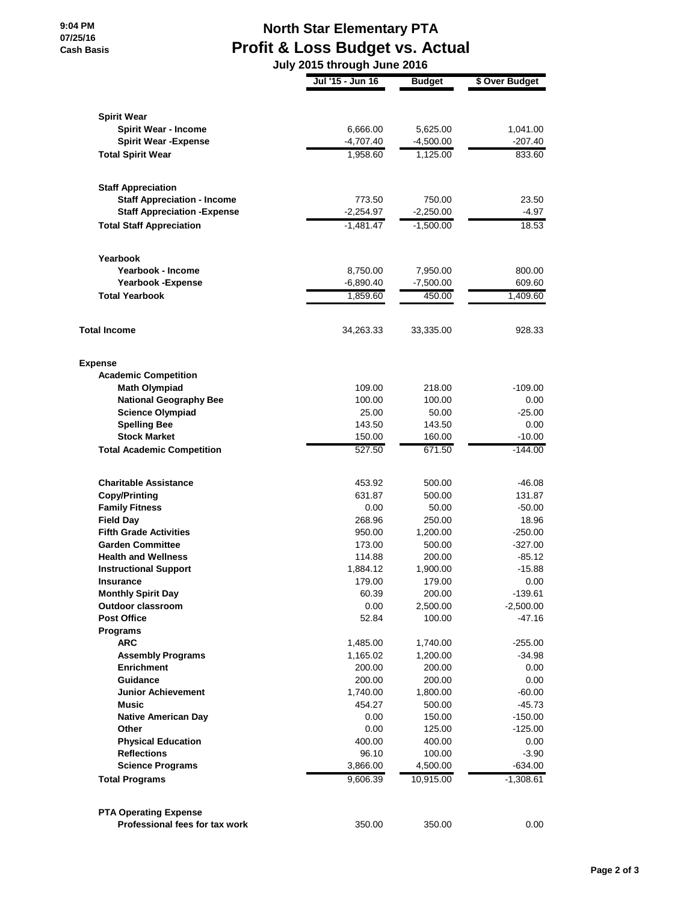9:04 PM
07/25/16
Cash Basis

# North Star Elementary PTA
## Profit & Loss Budget vs. Actual
### July 2015 through June 2016

| | Jul '15 - Jun 16 | Budget | $ Over Budget |
|---|---|---|---|
| **Spirit Wear** | | | |
| **Spirit Wear - Income** | 6,666.00 | 5,625.00 | 1,041.00 |
| **Spirit Wear -Expense** | -4,707.40 | -4,500.00 | -207.40 |
| **Total Spirit Wear** | 1,958.60 | 1,125.00 | 833.60 |
| **Staff Appreciation** | | | |
| **Staff Appreciation - Income** | 773.50 | 750.00 | 23.50 |
| **Staff Appreciation -Expense** | -2,254.97 | -2,250.00 | -4.97 |
| **Total Staff Appreciation** | -1,481.47 | -1,500.00 | 18.53 |
| **Yearbook** | | | |
| **Yearbook - Income** | 8,750.00 | 7,950.00 | 800.00 |
| **Yearbook -Expense** | -6,890.40 | -7,500.00 | 609.60 |
| **Total Yearbook** | 1,859.60 | 450.00 | 1,409.60 |
| **Total Income** | 34,263.33 | 33,335.00 | 928.33 |
| **Expense** | | | |
| **Academic Competition** | | | |
| **Math Olympiad** | 109.00 | 218.00 | -109.00 |
| **National Geography Bee** | 100.00 | 100.00 | 0.00 |
| **Science Olympiad** | 25.00 | 50.00 | -25.00 |
| **Spelling Bee** | 143.50 | 143.50 | 0.00 |
| **Stock Market** | 150.00 | 160.00 | -10.00 |
| **Total Academic Competition** | 527.50 | 671.50 | -144.00 |
| **Charitable Assistance** | 453.92 | 500.00 | -46.08 |
| **Copy/Printing** | 631.87 | 500.00 | 131.87 |
| **Family Fitness** | 0.00 | 50.00 | -50.00 |
| **Field Day** | 268.96 | 250.00 | 18.96 |
| **Fifth Grade Activities** | 950.00 | 1,200.00 | -250.00 |
| **Garden Committee** | 173.00 | 500.00 | -327.00 |
| **Health and Wellness** | 114.88 | 200.00 | -85.12 |
| **Instructional Support** | 1,884.12 | 1,900.00 | -15.88 |
| **Insurance** | 179.00 | 179.00 | 0.00 |
| **Monthly Spirit Day** | 60.39 | 200.00 | -139.61 |
| **Outdoor classroom** | 0.00 | 2,500.00 | -2,500.00 |
| **Post Office** | 52.84 | 100.00 | -47.16 |
| **Programs** | | | |
| **ARC** | 1,485.00 | 1,740.00 | -255.00 |
| **Assembly Programs** | 1,165.02 | 1,200.00 | -34.98 |
| **Enrichment** | 200.00 | 200.00 | 0.00 |
| **Guidance** | 200.00 | 200.00 | 0.00 |
| **Junior Achievement** | 1,740.00 | 1,800.00 | -60.00 |
| **Music** | 454.27 | 500.00 | -45.73 |
| **Native American Day** | 0.00 | 150.00 | -150.00 |
| **Other** | 0.00 | 125.00 | -125.00 |
| **Physical Education** | 400.00 | 400.00 | 0.00 |
| **Reflections** | 96.10 | 100.00 | -3.90 |
| **Science Programs** | 3,866.00 | 4,500.00 | -634.00 |
| **Total Programs** | 9,606.39 | 10,915.00 | -1,308.61 |
| **PTA Operating Expense** | | | |
| **Professional fees for tax work** | 350.00 | 350.00 | 0.00 |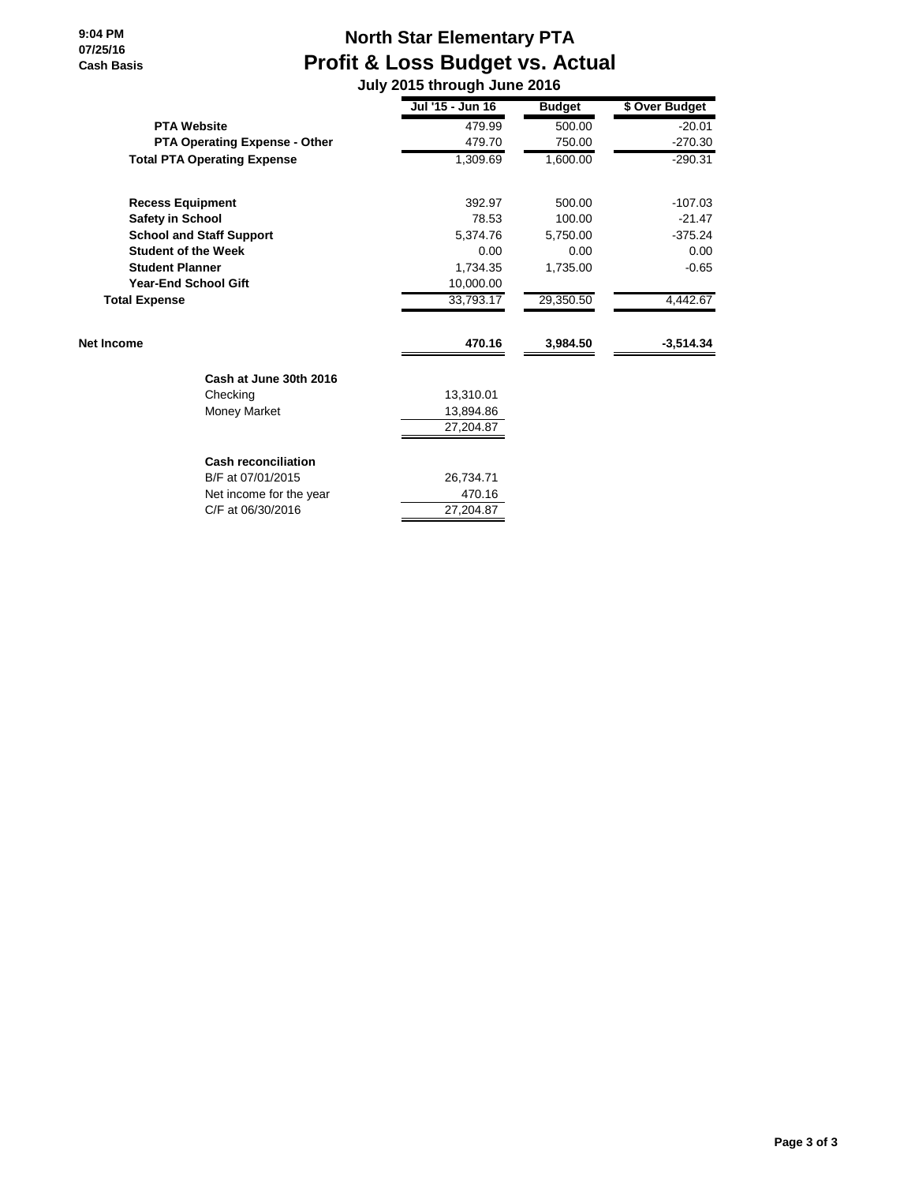9:04 PM
07/25/16
Cash Basis

# North Star Elementary PTA
## Profit & Loss Budget vs. Actual
### July 2015 through June 2016

| | Jul '15 - Jun 16 | Budget | $ Over Budget |
|---|---|---|---|
| **PTA Website** | 479.99 | 500.00 | -20.01 |
| **PTA Operating Expense - Other** | 479.70 | 750.00 | -270.30 |
| **Total PTA Operating Expense** | 1,309.69 | 1,600.00 | -290.31 |
| | | | |
| **Recess Equipment** | 392.97 | 500.00 | -107.03 |
| **Safety in School** | 78.53 | 100.00 | -21.47 |
| **School and Staff Support** | 5,374.76 | 5,750.00 | -375.24 |
| **Student of the Week** | 0.00 | 0.00 | 0.00 |
| **Student Planner** | 1,734.35 | 1,735.00 | -0.65 |
| **Year-End School Gift** | 10,000.00 | | |
| **Total Expense** | 33,793.17 | 29,350.50 | 4,442.67 |
| | | | |
| **Net Income** | **470.16** | **3,984.50** | **-3,514.34** |

| | |
|---|---|
| **Cash at June 30th 2016** | |
| Checking | 13,310.01 |
| Money Market | 13,894.86 |
| | 27,204.87 |
| | |
| **Cash reconciliation** | |
| B/F at 07/01/2015 | 26,734.71 |
| Net income for the year | 470.16 |
| C/F at 06/30/2016 | 27,204.87 |